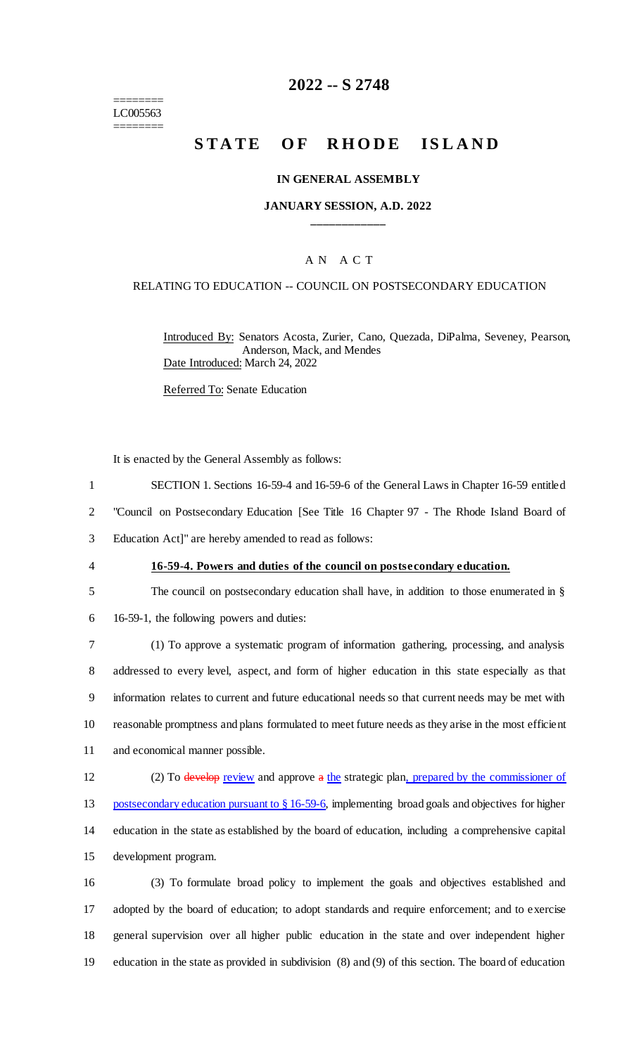========
LC005563
========

# 2022 -- S 2748

# STATE OF RHODE ISLAND

**IN GENERAL ASSEMBLY**

**JANUARY SESSION, A.D. 2022**

____________

A N A C T

RELATING TO EDUCATION -- COUNCIL ON POSTSECONDARY EDUCATION

Introduced By: Senators Acosta, Zurier, Cano, Quezada, DiPalma, Seveney, Pearson, Anderson, Mack, and Mendes

Date Introduced: March 24, 2022

Referred To: Senate Education

It is enacted by the General Assembly as follows:

1 SECTION 1. Sections 16-59-4 and 16-59-6 of the General Laws in Chapter 16-59 entitled
2 "Council on Postsecondary Education [See Title 16 Chapter 97 - The Rhode Island Board of
3 Education Act]" are hereby amended to read as follows:

4 **16-59-4. Powers and duties of the council on postsecondary education.**

5 The council on postsecondary education shall have, in addition to those enumerated in §
6 16-59-1, the following powers and duties:

7 (1) To approve a systematic program of information gathering, processing, and analysis
8 addressed to every level, aspect, and form of higher education in this state especially as that
9 information relates to current and future educational needs so that current needs may be met with
10 reasonable promptness and plans formulated to meet future needs as they arise in the most efficient
11 and economical manner possible.

12 (2) To ~~develop~~ review and approve ~~a~~ the strategic plan, prepared by the commissioner of
13 postsecondary education pursuant to § 16-59-6, implementing broad goals and objectives for higher
14 education in the state as established by the board of education, including a comprehensive capital
15 development program.

16 (3) To formulate broad policy to implement the goals and objectives established and
17 adopted by the board of education; to adopt standards and require enforcement; and to exercise
18 general supervision over all higher public education in the state and over independent higher
19 education in the state as provided in subdivision (8) and (9) of this section. The board of education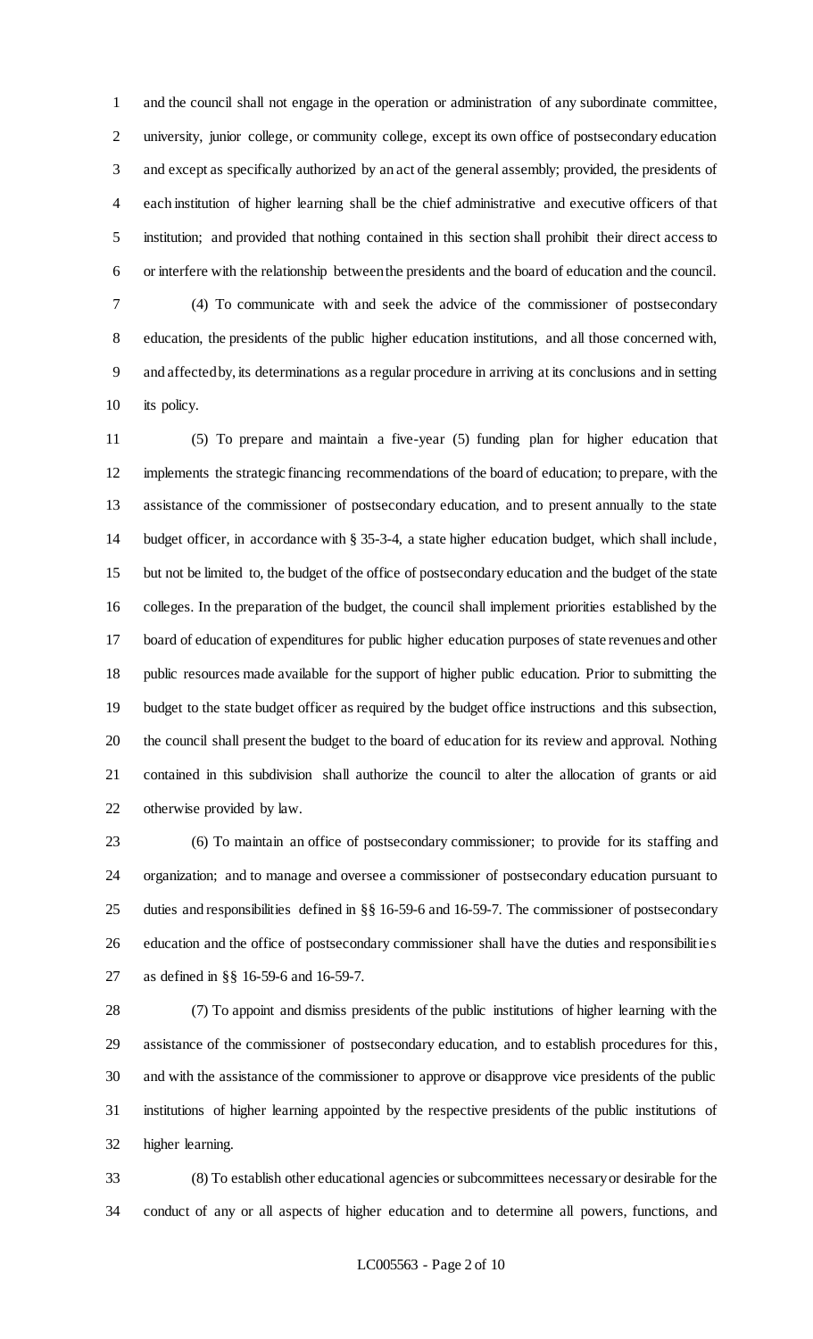and the council shall not engage in the operation or administration of any subordinate committee, university, junior college, or community college, except its own office of postsecondary education and except as specifically authorized by an act of the general assembly; provided, the presidents of each institution of higher learning shall be the chief administrative and executive officers of that institution; and provided that nothing contained in this section shall prohibit their direct access to or interfere with the relationship between the presidents and the board of education and the council.

(4) To communicate with and seek the advice of the commissioner of postsecondary education, the presidents of the public higher education institutions, and all those concerned with, and affected by, its determinations as a regular procedure in arriving at its conclusions and in setting its policy.

(5) To prepare and maintain a five-year (5) funding plan for higher education that implements the strategic financing recommendations of the board of education; to prepare, with the assistance of the commissioner of postsecondary education, and to present annually to the state budget officer, in accordance with § 35-3-4, a state higher education budget, which shall include, but not be limited to, the budget of the office of postsecondary education and the budget of the state colleges. In the preparation of the budget, the council shall implement priorities established by the board of education of expenditures for public higher education purposes of state revenues and other public resources made available for the support of higher public education. Prior to submitting the budget to the state budget officer as required by the budget office instructions and this subsection, the council shall present the budget to the board of education for its review and approval. Nothing contained in this subdivision shall authorize the council to alter the allocation of grants or aid otherwise provided by law.

(6) To maintain an office of postsecondary commissioner; to provide for its staffing and organization; and to manage and oversee a commissioner of postsecondary education pursuant to duties and responsibilities defined in §§ 16-59-6 and 16-59-7. The commissioner of postsecondary education and the office of postsecondary commissioner shall have the duties and responsibilities as defined in §§ 16-59-6 and 16-59-7.

(7) To appoint and dismiss presidents of the public institutions of higher learning with the assistance of the commissioner of postsecondary education, and to establish procedures for this, and with the assistance of the commissioner to approve or disapprove vice presidents of the public institutions of higher learning appointed by the respective presidents of the public institutions of higher learning.

(8) To establish other educational agencies or subcommittees necessary or desirable for the conduct of any or all aspects of higher education and to determine all powers, functions, and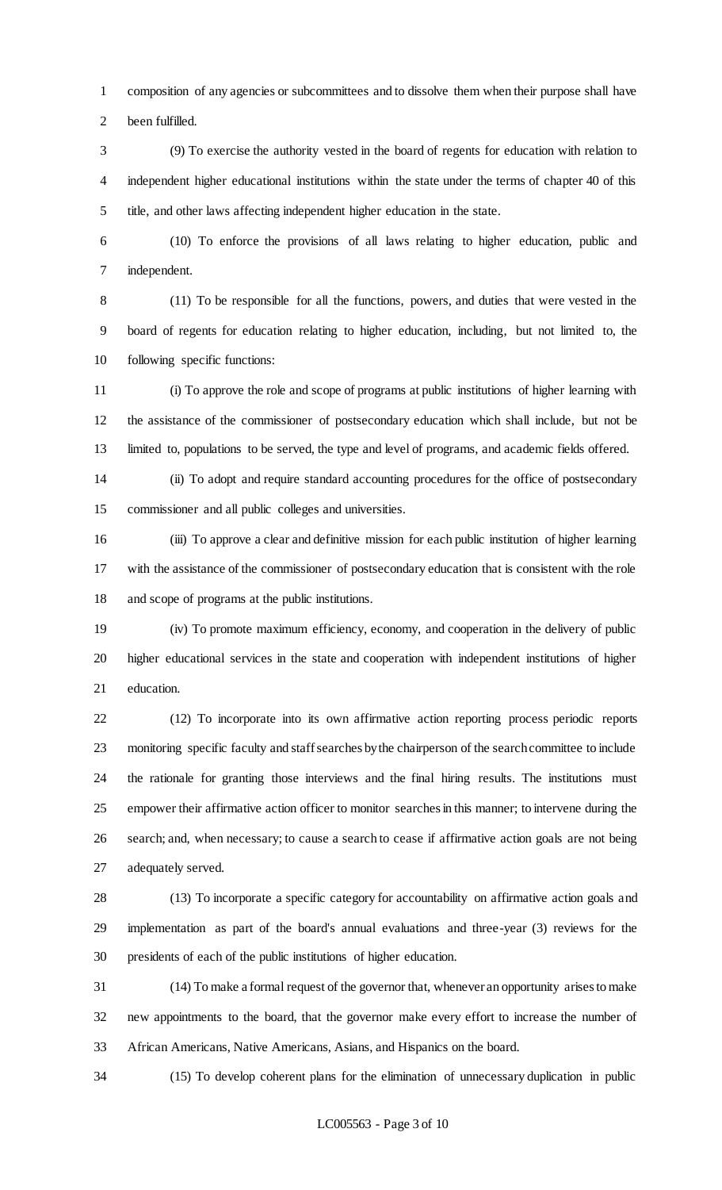composition of any agencies or subcommittees and to dissolve them when their purpose shall have been fulfilled.

(9) To exercise the authority vested in the board of regents for education with relation to independent higher educational institutions within the state under the terms of chapter 40 of this title, and other laws affecting independent higher education in the state.

(10) To enforce the provisions of all laws relating to higher education, public and independent.

(11) To be responsible for all the functions, powers, and duties that were vested in the board of regents for education relating to higher education, including, but not limited to, the following specific functions:

(i) To approve the role and scope of programs at public institutions of higher learning with the assistance of the commissioner of postsecondary education which shall include, but not be limited to, populations to be served, the type and level of programs, and academic fields offered.

(ii) To adopt and require standard accounting procedures for the office of postsecondary commissioner and all public colleges and universities.

(iii) To approve a clear and definitive mission for each public institution of higher learning with the assistance of the commissioner of postsecondary education that is consistent with the role and scope of programs at the public institutions.

(iv) To promote maximum efficiency, economy, and cooperation in the delivery of public higher educational services in the state and cooperation with independent institutions of higher education.

(12) To incorporate into its own affirmative action reporting process periodic reports monitoring specific faculty and staff searches by the chairperson of the search committee to include the rationale for granting those interviews and the final hiring results. The institutions must empower their affirmative action officer to monitor searches in this manner; to intervene during the search; and, when necessary; to cause a search to cease if affirmative action goals are not being adequately served.

(13) To incorporate a specific category for accountability on affirmative action goals and implementation as part of the board's annual evaluations and three-year (3) reviews for the presidents of each of the public institutions of higher education.

(14) To make a formal request of the governor that, whenever an opportunity arises to make new appointments to the board, that the governor make every effort to increase the number of African Americans, Native Americans, Asians, and Hispanics on the board.

(15) To develop coherent plans for the elimination of unnecessary duplication in public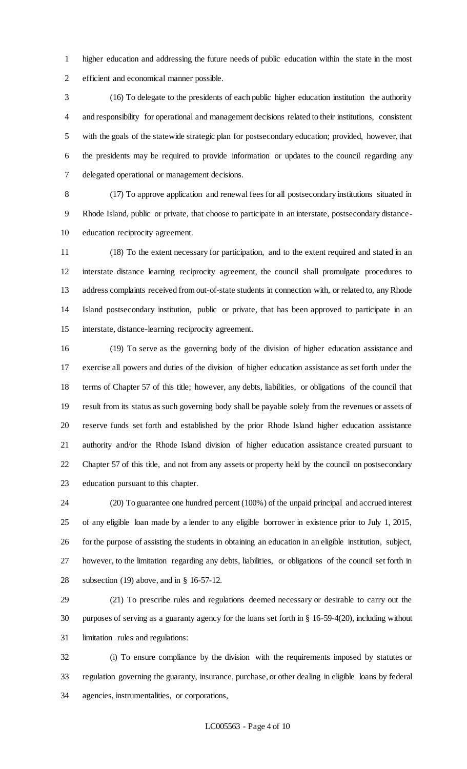higher education and addressing the future needs of public education within the state in the most efficient and economical manner possible.

(16) To delegate to the presidents of each public higher education institution the authority and responsibility for operational and management decisions related to their institutions, consistent with the goals of the statewide strategic plan for postsecondary education; provided, however, that the presidents may be required to provide information or updates to the council regarding any delegated operational or management decisions.

(17) To approve application and renewal fees for all postsecondary institutions situated in Rhode Island, public or private, that choose to participate in an interstate, postsecondary distance-education reciprocity agreement.

(18) To the extent necessary for participation, and to the extent required and stated in an interstate distance learning reciprocity agreement, the council shall promulgate procedures to address complaints received from out-of-state students in connection with, or related to, any Rhode Island postsecondary institution, public or private, that has been approved to participate in an interstate, distance-learning reciprocity agreement.

(19) To serve as the governing body of the division of higher education assistance and exercise all powers and duties of the division of higher education assistance as set forth under the terms of Chapter 57 of this title; however, any debts, liabilities, or obligations of the council that result from its status as such governing body shall be payable solely from the revenues or assets of reserve funds set forth and established by the prior Rhode Island higher education assistance authority and/or the Rhode Island division of higher education assistance created pursuant to Chapter 57 of this title, and not from any assets or property held by the council on postsecondary education pursuant to this chapter.

(20) To guarantee one hundred percent (100%) of the unpaid principal and accrued interest of any eligible loan made by a lender to any eligible borrower in existence prior to July 1, 2015, for the purpose of assisting the students in obtaining an education in an eligible institution, subject, however, to the limitation regarding any debts, liabilities, or obligations of the council set forth in subsection (19) above, and in § 16-57-12.

(21) To prescribe rules and regulations deemed necessary or desirable to carry out the purposes of serving as a guaranty agency for the loans set forth in § 16-59-4(20), including without limitation rules and regulations:

(i) To ensure compliance by the division with the requirements imposed by statutes or regulation governing the guaranty, insurance, purchase, or other dealing in eligible loans by federal agencies, instrumentalities, or corporations,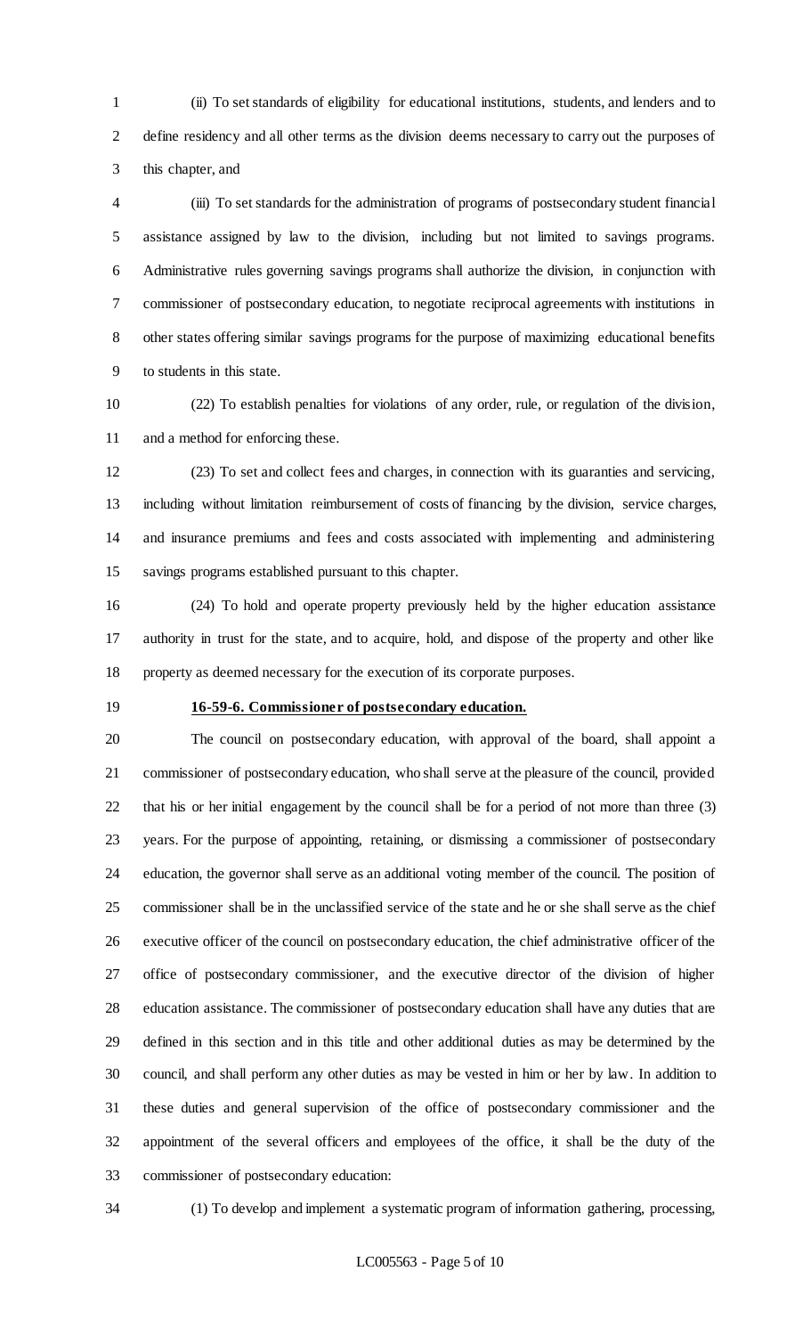(ii) To set standards of eligibility for educational institutions, students, and lenders and to define residency and all other terms as the division deems necessary to carry out the purposes of this chapter, and

(iii) To set standards for the administration of programs of postsecondary student financial assistance assigned by law to the division, including but not limited to savings programs. Administrative rules governing savings programs shall authorize the division, in conjunction with commissioner of postsecondary education, to negotiate reciprocal agreements with institutions in other states offering similar savings programs for the purpose of maximizing educational benefits to students in this state.

(22) To establish penalties for violations of any order, rule, or regulation of the division, and a method for enforcing these.

(23) To set and collect fees and charges, in connection with its guaranties and servicing, including without limitation reimbursement of costs of financing by the division, service charges, and insurance premiums and fees and costs associated with implementing and administering savings programs established pursuant to this chapter.

(24) To hold and operate property previously held by the higher education assistance authority in trust for the state, and to acquire, hold, and dispose of the property and other like property as deemed necessary for the execution of its corporate purposes.

**16-59-6. Commissioner of postsecondary education.**

The council on postsecondary education, with approval of the board, shall appoint a commissioner of postsecondary education, who shall serve at the pleasure of the council, provided that his or her initial engagement by the council shall be for a period of not more than three (3) years. For the purpose of appointing, retaining, or dismissing a commissioner of postsecondary education, the governor shall serve as an additional voting member of the council. The position of commissioner shall be in the unclassified service of the state and he or she shall serve as the chief executive officer of the council on postsecondary education, the chief administrative officer of the office of postsecondary commissioner, and the executive director of the division of higher education assistance. The commissioner of postsecondary education shall have any duties that are defined in this section and in this title and other additional duties as may be determined by the council, and shall perform any other duties as may be vested in him or her by law. In addition to these duties and general supervision of the office of postsecondary commissioner and the appointment of the several officers and employees of the office, it shall be the duty of the commissioner of postsecondary education:

(1) To develop and implement a systematic program of information gathering, processing,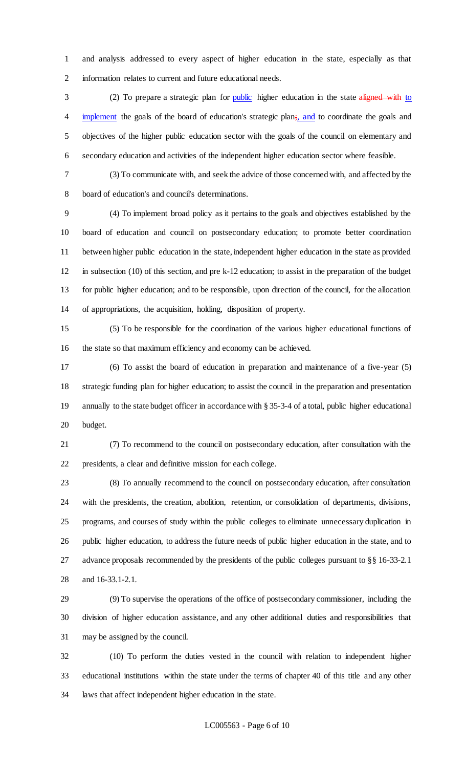and analysis addressed to every aspect of higher education in the state, especially as that information relates to current and future educational needs.

(2) To prepare a strategic plan for public higher education in the state ~~aligned with~~ to implement the goals of the board of education's strategic plan~~;~~, and to coordinate the goals and objectives of the higher public education sector with the goals of the council on elementary and secondary education and activities of the independent higher education sector where feasible.

(3) To communicate with, and seek the advice of those concerned with, and affected by the board of education's and council's determinations.

(4) To implement broad policy as it pertains to the goals and objectives established by the board of education and council on postsecondary education; to promote better coordination between higher public education in the state, independent higher education in the state as provided in subsection (10) of this section, and pre k-12 education; to assist in the preparation of the budget for public higher education; and to be responsible, upon direction of the council, for the allocation of appropriations, the acquisition, holding, disposition of property.

(5) To be responsible for the coordination of the various higher educational functions of the state so that maximum efficiency and economy can be achieved.

(6) To assist the board of education in preparation and maintenance of a five-year (5) strategic funding plan for higher education; to assist the council in the preparation and presentation annually to the state budget officer in accordance with § 35-3-4 of a total, public higher educational budget.

(7) To recommend to the council on postsecondary education, after consultation with the presidents, a clear and definitive mission for each college.

(8) To annually recommend to the council on postsecondary education, after consultation with the presidents, the creation, abolition, retention, or consolidation of departments, divisions, programs, and courses of study within the public colleges to eliminate unnecessary duplication in public higher education, to address the future needs of public higher education in the state, and to advance proposals recommended by the presidents of the public colleges pursuant to §§ 16-33-2.1 and 16-33.1-2.1.

(9) To supervise the operations of the office of postsecondary commissioner, including the division of higher education assistance, and any other additional duties and responsibilities that may be assigned by the council.

(10) To perform the duties vested in the council with relation to independent higher educational institutions within the state under the terms of chapter 40 of this title and any other laws that affect independent higher education in the state.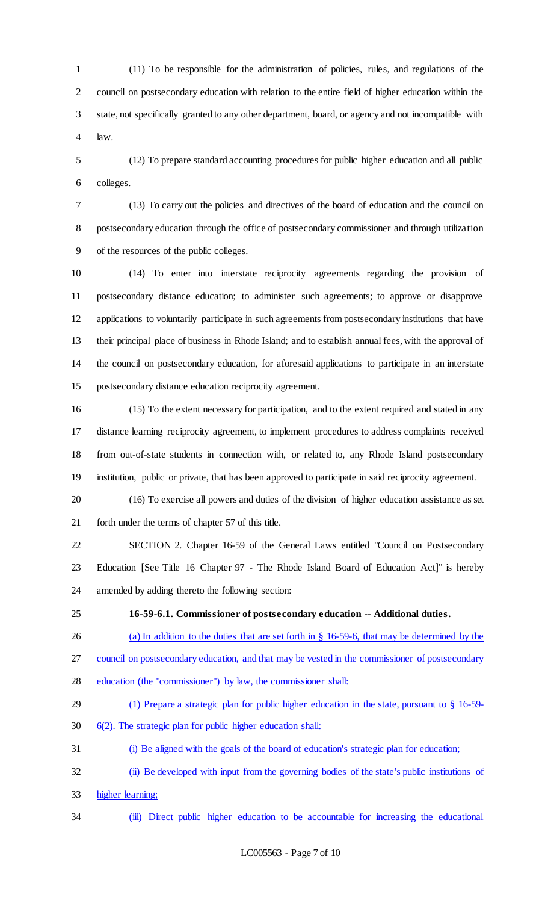(11) To be responsible for the administration of policies, rules, and regulations of the council on postsecondary education with relation to the entire field of higher education within the state, not specifically granted to any other department, board, or agency and not incompatible with law.

(12) To prepare standard accounting procedures for public higher education and all public colleges.

(13) To carry out the policies and directives of the board of education and the council on postsecondary education through the office of postsecondary commissioner and through utilization of the resources of the public colleges.

(14) To enter into interstate reciprocity agreements regarding the provision of postsecondary distance education; to administer such agreements; to approve or disapprove applications to voluntarily participate in such agreements from postsecondary institutions that have their principal place of business in Rhode Island; and to establish annual fees, with the approval of the council on postsecondary education, for aforesaid applications to participate in an interstate postsecondary distance education reciprocity agreement.

(15) To the extent necessary for participation, and to the extent required and stated in any distance learning reciprocity agreement, to implement procedures to address complaints received from out-of-state students in connection with, or related to, any Rhode Island postsecondary institution, public or private, that has been approved to participate in said reciprocity agreement.

(16) To exercise all powers and duties of the division of higher education assistance as set forth under the terms of chapter 57 of this title.

SECTION 2. Chapter 16-59 of the General Laws entitled "Council on Postsecondary Education [See Title 16 Chapter 97 - The Rhode Island Board of Education Act]" is hereby amended by adding thereto the following section:

**16-59-6.1. Commissioner of postsecondary education -- Additional duties.**

(a) In addition to the duties that are set forth in § 16-59-6, that may be determined by the council on postsecondary education, and that may be vested in the commissioner of postsecondary education (the "commissioner") by law, the commissioner shall:

(1) Prepare a strategic plan for public higher education in the state, pursuant to § 16-59-6(2). The strategic plan for public higher education shall:

(i) Be aligned with the goals of the board of education's strategic plan for education;

(ii) Be developed with input from the governing bodies of the state's public institutions of higher learning;

(iii) Direct public higher education to be accountable for increasing the educational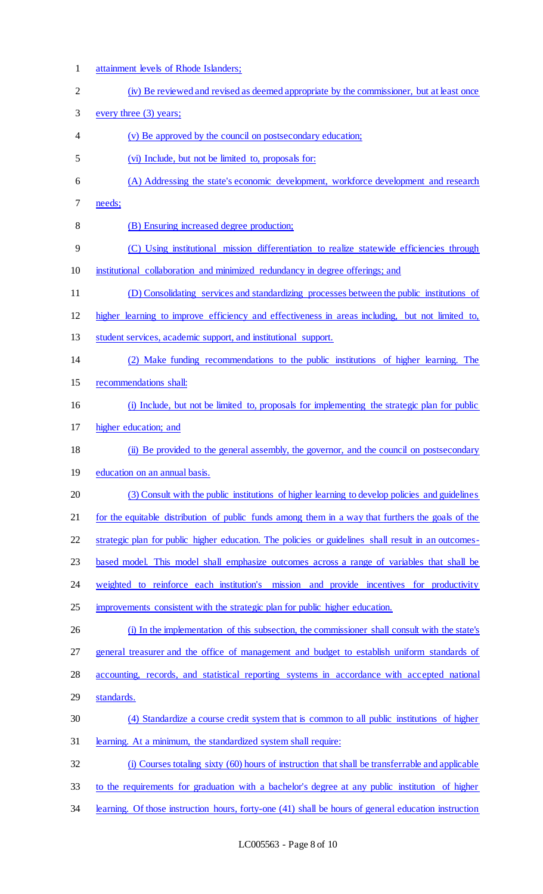attainment levels of Rhode Islanders;

(iv) Be reviewed and revised as deemed appropriate by the commissioner, but at least once every three (3) years;

(v) Be approved by the council on postsecondary education;

(vi) Include, but not be limited to, proposals for:

(A) Addressing the state's economic development, workforce development and research needs;

(B) Ensuring increased degree production;

(C) Using institutional mission differentiation to realize statewide efficiencies through institutional collaboration and minimized redundancy in degree offerings; and

(D) Consolidating services and standardizing processes between the public institutions of higher learning to improve efficiency and effectiveness in areas including, but not limited to, student services, academic support, and institutional support.

(2) Make funding recommendations to the public institutions of higher learning. The recommendations shall:

(i) Include, but not be limited to, proposals for implementing the strategic plan for public higher education; and

(ii) Be provided to the general assembly, the governor, and the council on postsecondary education on an annual basis.

(3) Consult with the public institutions of higher learning to develop policies and guidelines for the equitable distribution of public funds among them in a way that furthers the goals of the strategic plan for public higher education. The policies or guidelines shall result in an outcomes-based model. This model shall emphasize outcomes across a range of variables that shall be weighted to reinforce each institution's mission and provide incentives for productivity improvements consistent with the strategic plan for public higher education.

(i) In the implementation of this subsection, the commissioner shall consult with the state's general treasurer and the office of management and budget to establish uniform standards of accounting, records, and statistical reporting systems in accordance with accepted national standards.

(4) Standardize a course credit system that is common to all public institutions of higher learning. At a minimum, the standardized system shall require:

(i) Courses totaling sixty (60) hours of instruction that shall be transferrable and applicable to the requirements for graduation with a bachelor's degree at any public institution of higher learning. Of those instruction hours, forty-one (41) shall be hours of general education instruction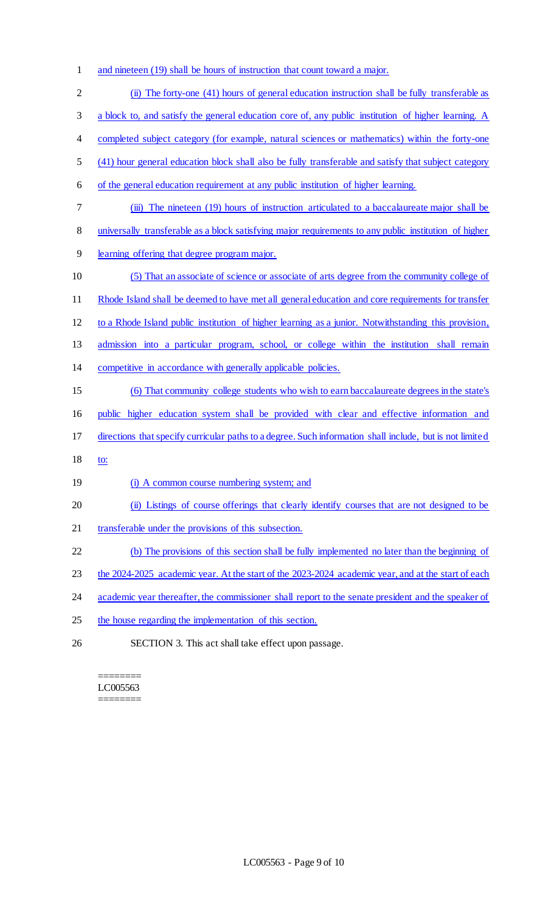and nineteen (19) shall be hours of instruction that count toward a major.

(ii) The forty-one (41) hours of general education instruction shall be fully transferable as a block to, and satisfy the general education core of, any public institution of higher learning. A completed subject category (for example, natural sciences or mathematics) within the forty-one (41) hour general education block shall also be fully transferable and satisfy that subject category of the general education requirement at any public institution of higher learning.

(iii) The nineteen (19) hours of instruction articulated to a baccalaureate major shall be universally transferable as a block satisfying major requirements to any public institution of higher learning offering that degree program major.

(5) That an associate of science or associate of arts degree from the community college of Rhode Island shall be deemed to have met all general education and core requirements for transfer to a Rhode Island public institution of higher learning as a junior. Notwithstanding this provision, admission into a particular program, school, or college within the institution shall remain competitive in accordance with generally applicable policies.

(6) That community college students who wish to earn baccalaureate degrees in the state's public higher education system shall be provided with clear and effective information and directions that specify curricular paths to a degree. Such information shall include, but is not limited to:

(i) A common course numbering system; and

(ii) Listings of course offerings that clearly identify courses that are not designed to be transferable under the provisions of this subsection.

(b) The provisions of this section shall be fully implemented no later than the beginning of the 2024-2025 academic year. At the start of the 2023-2024 academic year, and at the start of each academic year thereafter, the commissioner shall report to the senate president and the speaker of the house regarding the implementation of this section.

SECTION 3. This act shall take effect upon passage.

========
LC005563
========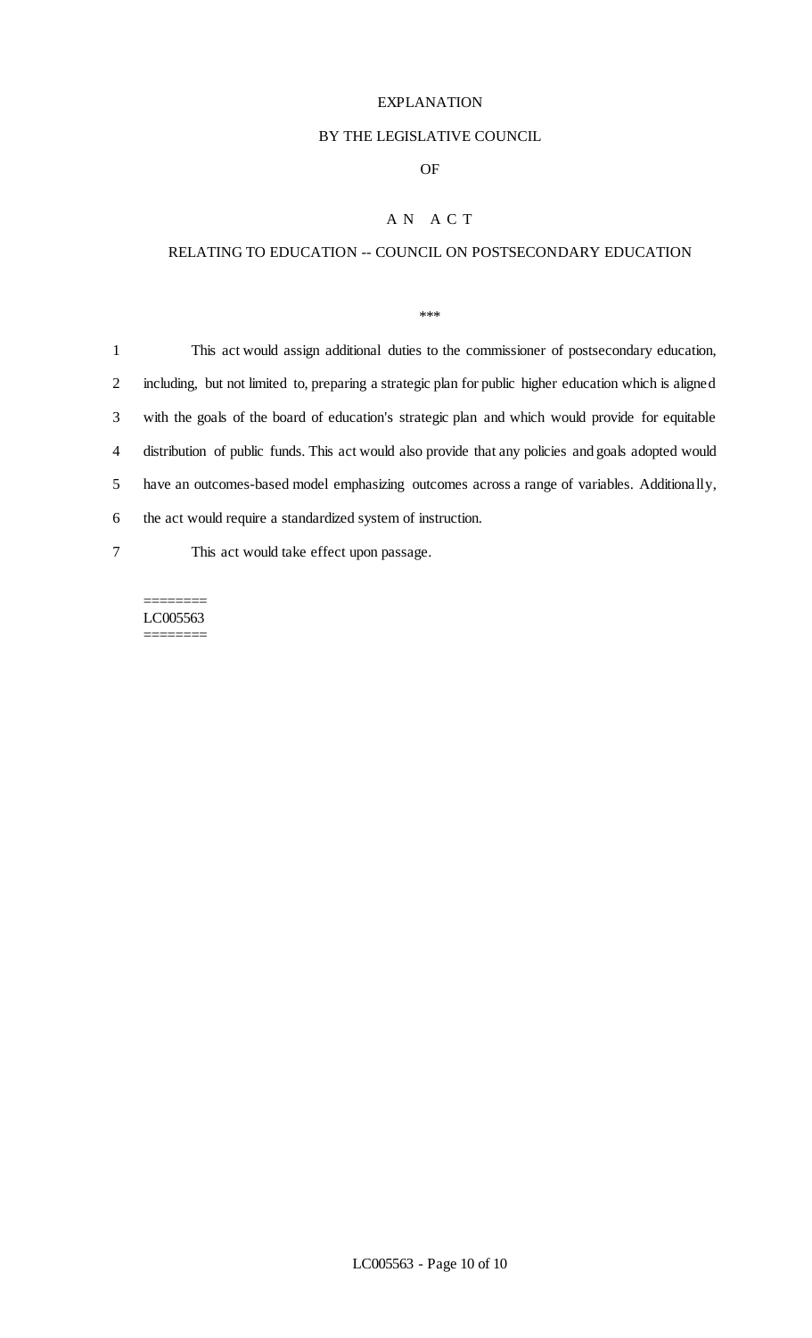EXPLANATION

BY THE LEGISLATIVE COUNCIL

OF

A N A C T

RELATING TO EDUCATION -- COUNCIL ON POSTSECONDARY EDUCATION

\*\*\*

1 This act would assign additional duties to the commissioner of postsecondary education,
2 including, but not limited to, preparing a strategic plan for public higher education which is aligned
3 with the goals of the board of education's strategic plan and which would provide for equitable
4 distribution of public funds. This act would also provide that any policies and goals adopted would
5 have an outcomes-based model emphasizing outcomes across a range of variables. Additionally,
6 the act would require a standardized system of instruction.

7 This act would take effect upon passage.

========
LC005563
========